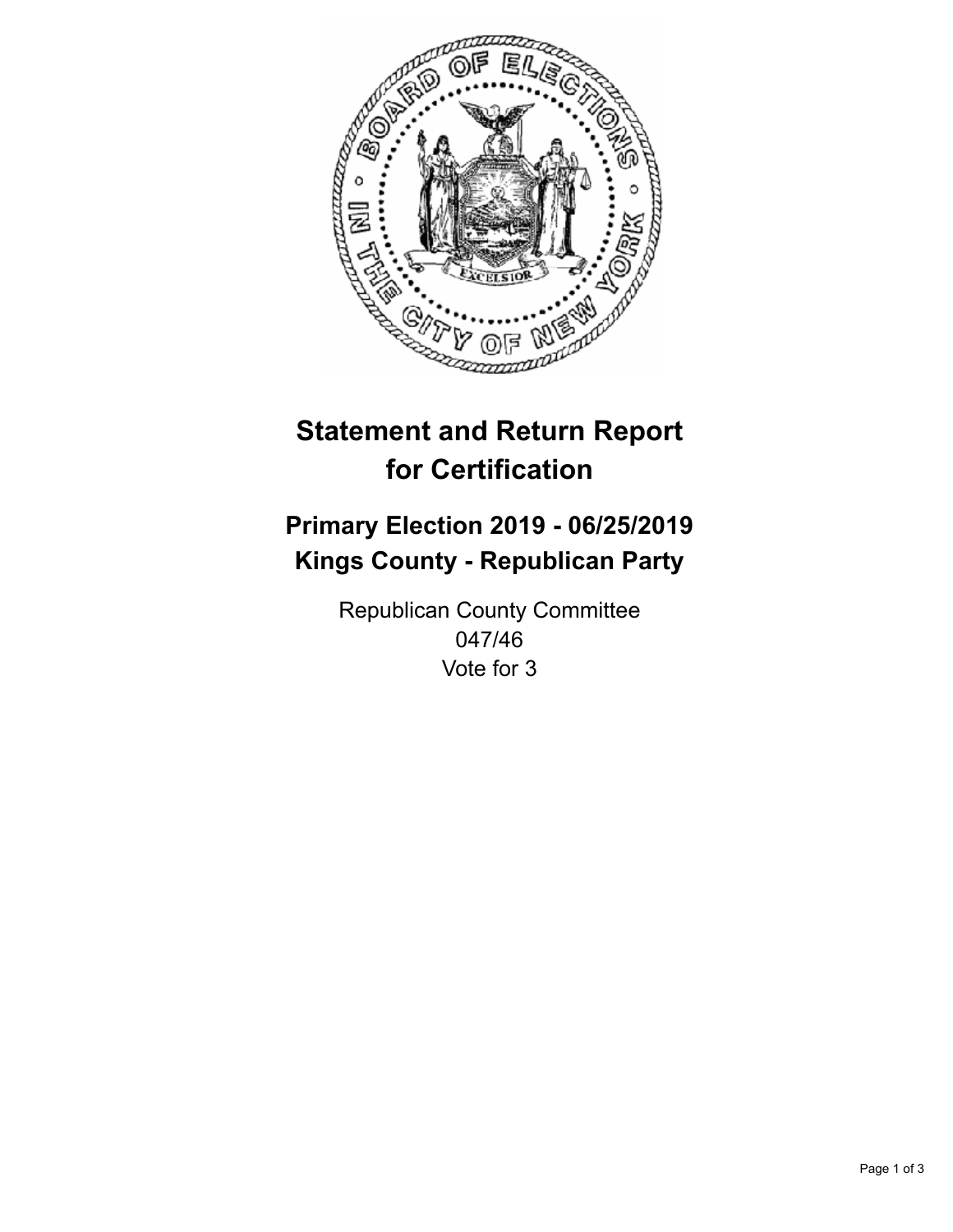# Statement and Return Report for Certification

## Primary Election 2019 - 06/25/2019
## Kings County - Republican Party

Republican County Committee
047/46
Vote for 3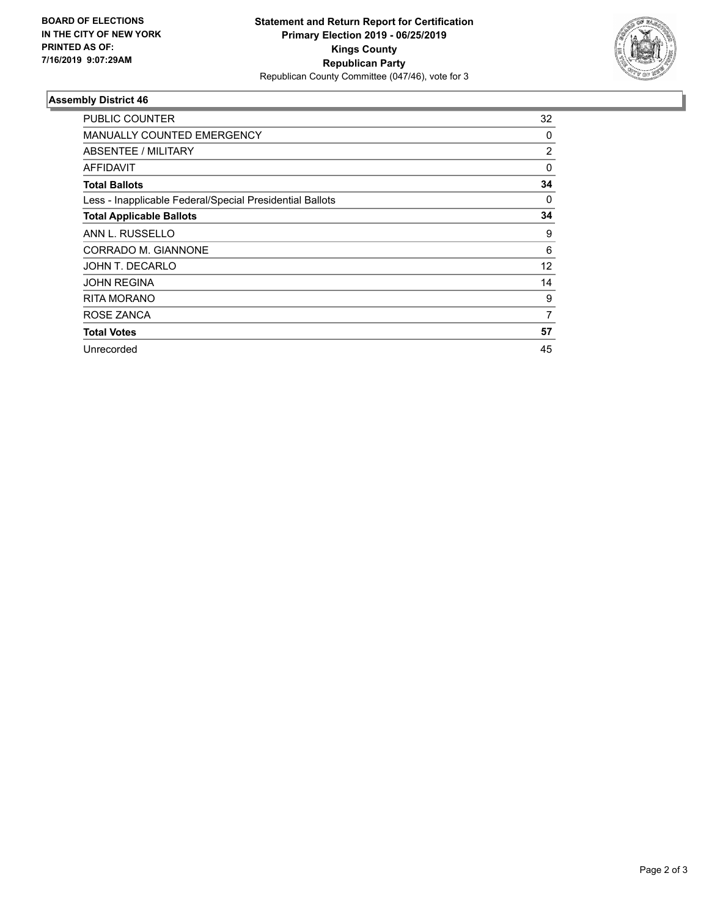**BOARD OF ELECTIONS IN THE CITY OF NEW YORK PRINTED AS OF: 7/16/2019 9:07:29AM**

**Statement and Return Report for Certification**
**Primary Election 2019 - 06/25/2019**
**Kings County**
**Republican Party**
Republican County Committee (047/46), vote for 3

### Assembly District 46

| | |
|---|---|
| PUBLIC COUNTER | 32 |
| MANUALLY COUNTED EMERGENCY | 0 |
| ABSENTEE / MILITARY | 2 |
| AFFIDAVIT | 0 |
| **Total Ballots** | **34** |
| Less - Inapplicable Federal/Special Presidential Ballots | 0 |
| **Total Applicable Ballots** | **34** |
| ANN L. RUSSELLO | 9 |
| CORRADO M. GIANNONE | 6 |
| JOHN T. DECARLO | 12 |
| JOHN REGINA | 14 |
| RITA MORANO | 9 |
| ROSE ZANCA | 7 |
| **Total Votes** | **57** |
| Unrecorded | 45 |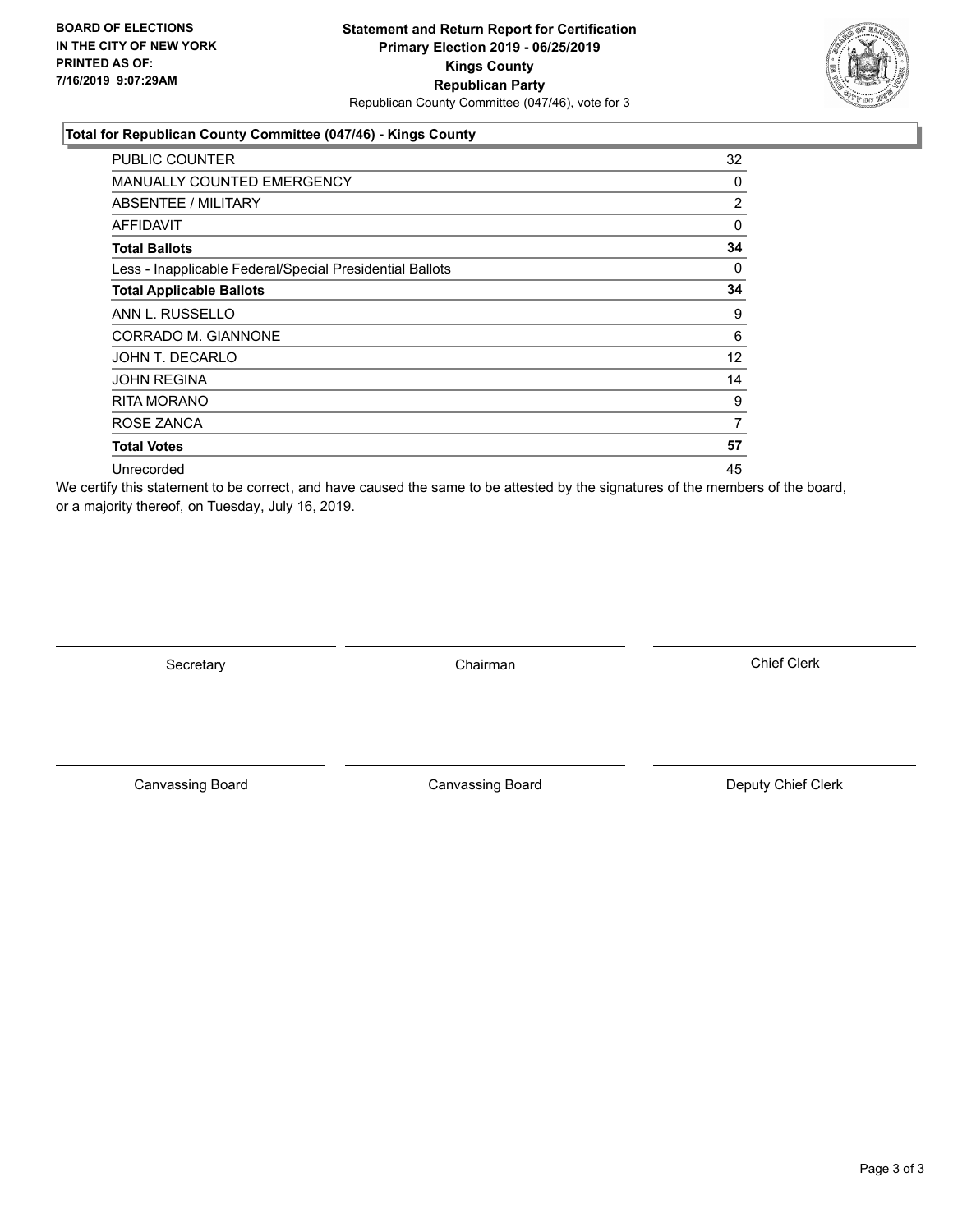**BOARD OF ELECTIONS IN THE CITY OF NEW YORK PRINTED AS OF: 7/16/2019 9:07:29AM**

**Statement and Return Report for Certification**
**Primary Election 2019 - 06/25/2019**
**Kings County**
**Republican Party**
Republican County Committee (047/46), vote for 3

### Total for Republican County Committee (047/46) - Kings County

| | |
|---|---|
| PUBLIC COUNTER | 32 |
| MANUALLY COUNTED EMERGENCY | 0 |
| ABSENTEE / MILITARY | 2 |
| AFFIDAVIT | 0 |
| **Total Ballots** | **34** |
| Less - Inapplicable Federal/Special Presidential Ballots | 0 |
| **Total Applicable Ballots** | **34** |
| ANN L. RUSSELLO | 9 |
| CORRADO M. GIANNONE | 6 |
| JOHN T. DECARLO | 12 |
| JOHN REGINA | 14 |
| RITA MORANO | 9 |
| ROSE ZANCA | 7 |
| **Total Votes** | **57** |
| Unrecorded | 45 |

We certify this statement to be correct, and have caused the same to be attested by the signatures of the members of the board, or a majority thereof, on Tuesday, July 16, 2019.

Secretary

Chairman

Chief Clerk

Canvassing Board

Canvassing Board

Deputy Chief Clerk